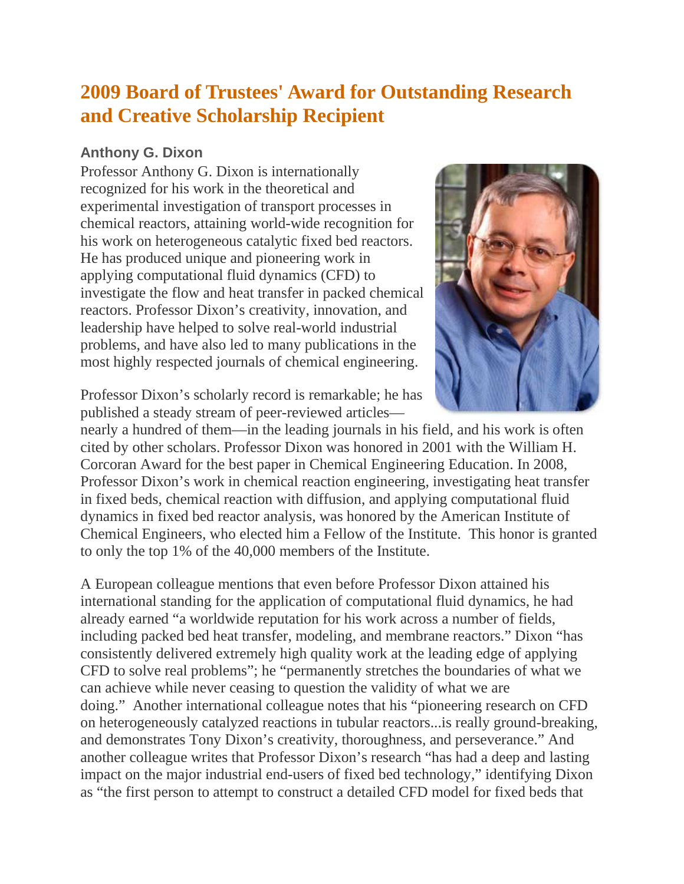# 2009 Board of Trustees' Award for Outstanding Research and Creative Scholarship Recipient

### Anthony G. Dixon

Professor Anthony G. Dixon is internationally recognized for his work in the theoretical and experimental investigation of transport processes in chemical reactors, attaining world-wide recognition for his work on heterogeneous catalytic fixed bed reactors. He has produced unique and pioneering work in applying computational fluid dynamics (CFD) to investigate the flow and heat transfer in packed chemical reactors. Professor Dixon's creativity, innovation, and leadership have helped to solve real-world industrial problems, and have also led to many publications in the most highly respected journals of chemical engineering.

Professor Dixon's scholarly record is remarkable; he has published a steady stream of peer-reviewed articles—nearly a hundred of them—in the leading journals in his field, and his work is often cited by other scholars. Professor Dixon was honored in 2001 with the William H. Corcoran Award for the best paper in Chemical Engineering Education. In 2008, Professor Dixon's work in chemical reaction engineering, investigating heat transfer in fixed beds, chemical reaction with diffusion, and applying computational fluid dynamics in fixed bed reactor analysis, was honored by the American Institute of Chemical Engineers, who elected him a Fellow of the Institute. This honor is granted to only the top 1% of the 40,000 members of the Institute.

A European colleague mentions that even before Professor Dixon attained his international standing for the application of computational fluid dynamics, he had already earned "a worldwide reputation for his work across a number of fields, including packed bed heat transfer, modeling, and membrane reactors." Dixon "has consistently delivered extremely high quality work at the leading edge of applying CFD to solve real problems"; he "permanently stretches the boundaries of what we can achieve while never ceasing to question the validity of what we are doing." Another international colleague notes that his "pioneering research on CFD on heterogeneously catalyzed reactions in tubular reactors...is really ground-breaking, and demonstrates Tony Dixon's creativity, thoroughness, and perseverance." And another colleague writes that Professor Dixon's research "has had a deep and lasting impact on the major industrial end-users of fixed bed technology," identifying Dixon as "the first person to attempt to construct a detailed CFD model for fixed beds that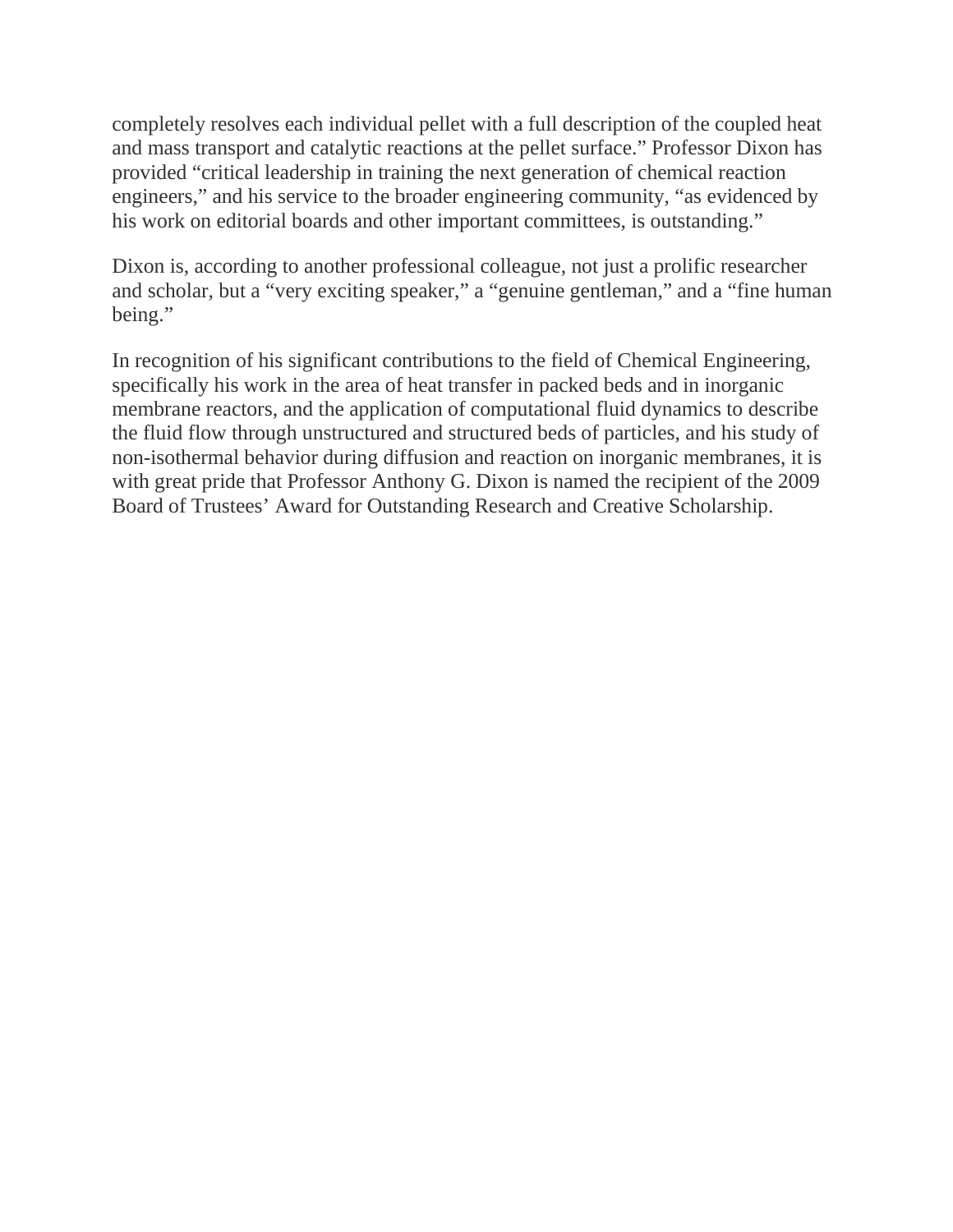completely resolves each individual pellet with a full description of the coupled heat and mass transport and catalytic reactions at the pellet surface." Professor Dixon has provided "critical leadership in training the next generation of chemical reaction engineers," and his service to the broader engineering community, "as evidenced by his work on editorial boards and other important committees, is outstanding."

Dixon is, according to another professional colleague, not just a prolific researcher and scholar, but a "very exciting speaker," a "genuine gentleman," and a "fine human being."

In recognition of his significant contributions to the field of Chemical Engineering, specifically his work in the area of heat transfer in packed beds and in inorganic membrane reactors, and the application of computational fluid dynamics to describe the fluid flow through unstructured and structured beds of particles, and his study of non-isothermal behavior during diffusion and reaction on inorganic membranes, it is with great pride that Professor Anthony G. Dixon is named the recipient of the 2009 Board of Trustees' Award for Outstanding Research and Creative Scholarship.